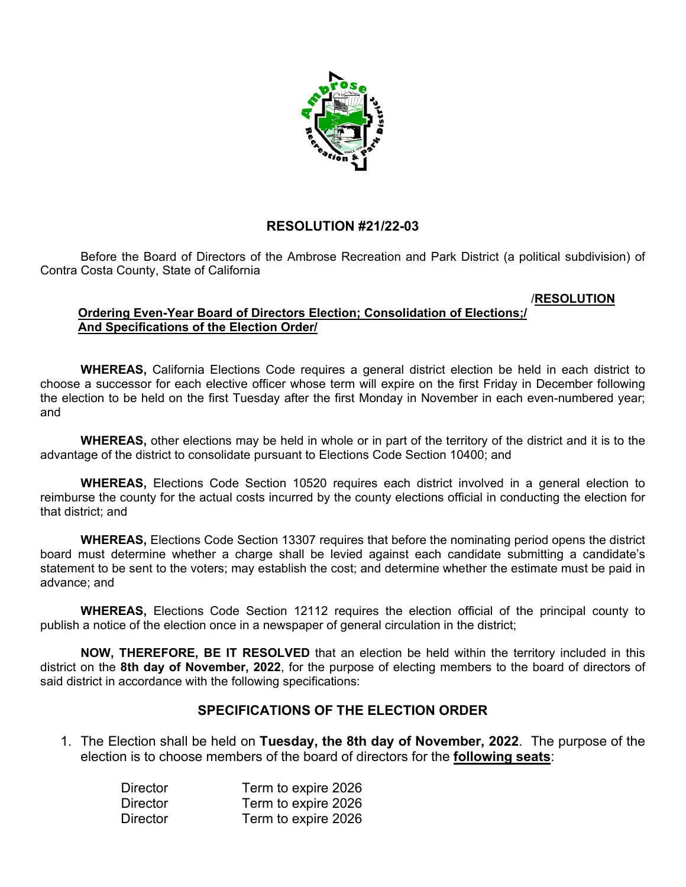## RESOLUTION #21/22-03

Before the Board of Directors of the Ambrose Recreation and Park District (a political subdivision) of Contra Costa County, State of California

**/RESOLUTION**
**Ordering Even-Year Board of Directors Election; Consolidation of Elections;/**
**And Specifications of the Election Order/**

**WHEREAS,** California Elections Code requires a general district election be held in each district to choose a successor for each elective officer whose term will expire on the first Friday in December following the election to be held on the first Tuesday after the first Monday in November in each even-numbered year; and

**WHEREAS,** other elections may be held in whole or in part of the territory of the district and it is to the advantage of the district to consolidate pursuant to Elections Code Section 10400; and

**WHEREAS,** Elections Code Section 10520 requires each district involved in a general election to reimburse the county for the actual costs incurred by the county elections official in conducting the election for that district; and

**WHEREAS,** Elections Code Section 13307 requires that before the nominating period opens the district board must determine whether a charge shall be levied against each candidate submitting a candidate's statement to be sent to the voters; may establish the cost; and determine whether the estimate must be paid in advance; and

**WHEREAS,** Elections Code Section 12112 requires the election official of the principal county to publish a notice of the election once in a newspaper of general circulation in the district;

**NOW, THEREFORE, BE IT RESOLVED** that an election be held within the territory included in this district on the **8th day of November, 2022**, for the purpose of electing members to the board of directors of said district in accordance with the following specifications:

### SPECIFICATIONS OF THE ELECTION ORDER

1. The Election shall be held on **Tuesday, the 8th day of November, 2022**. The purpose of the election is to choose members of the board of directors for the **following seats**:

| | |
|---|---|
| Director | Term to expire 2026 |
| Director | Term to expire 2026 |
| Director | Term to expire 2026 |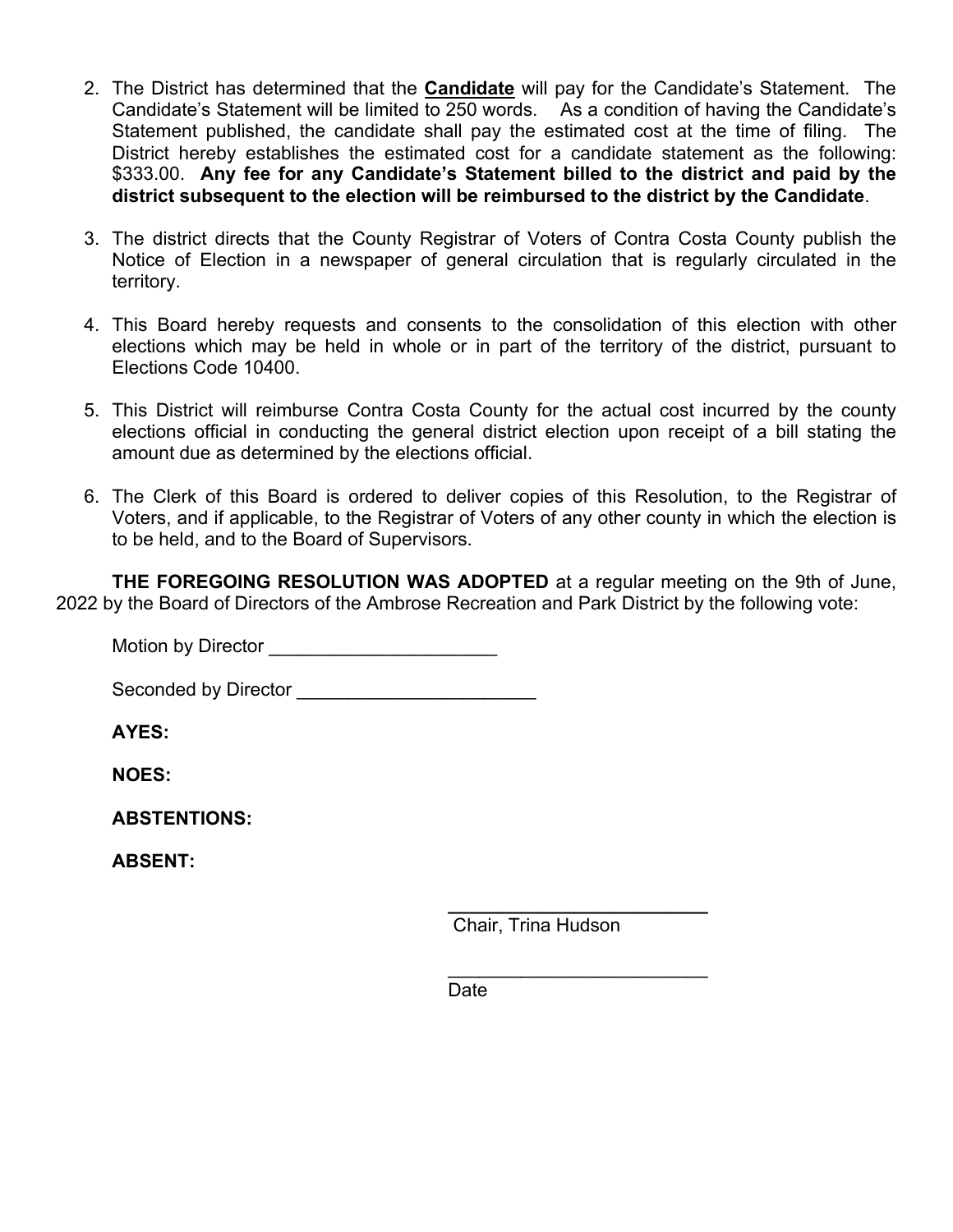2. The District has determined that the **Candidate** will pay for the Candidate's Statement. The Candidate's Statement will be limited to 250 words. As a condition of having the Candidate's Statement published, the candidate shall pay the estimated cost at the time of filing. The District hereby establishes the estimated cost for a candidate statement as the following: $333.00. **Any fee for any Candidate's Statement billed to the district and paid by the district subsequent to the election will be reimbursed to the district by the Candidate**.

3. The district directs that the County Registrar of Voters of Contra Costa County publish the Notice of Election in a newspaper of general circulation that is regularly circulated in the territory.

4. This Board hereby requests and consents to the consolidation of this election with other elections which may be held in whole or in part of the territory of the district, pursuant to Elections Code 10400.

5. This District will reimburse Contra Costa County for the actual cost incurred by the county elections official in conducting the general district election upon receipt of a bill stating the amount due as determined by the elections official.

6. The Clerk of this Board is ordered to deliver copies of this Resolution, to the Registrar of Voters, and if applicable, to the Registrar of Voters of any other county in which the election is to be held, and to the Board of Supervisors.

**THE FOREGOING RESOLUTION WAS ADOPTED** at a regular meeting on the 9th of June, 2022 by the Board of Directors of the Ambrose Recreation and Park District by the following vote:

Motion by Director ______________________

Seconded by Director _______________________

**AYES:**

**NOES:**

**ABSTENTIONS:**

**ABSENT:**

_________________________
Chair, Trina Hudson

_________________________
Date